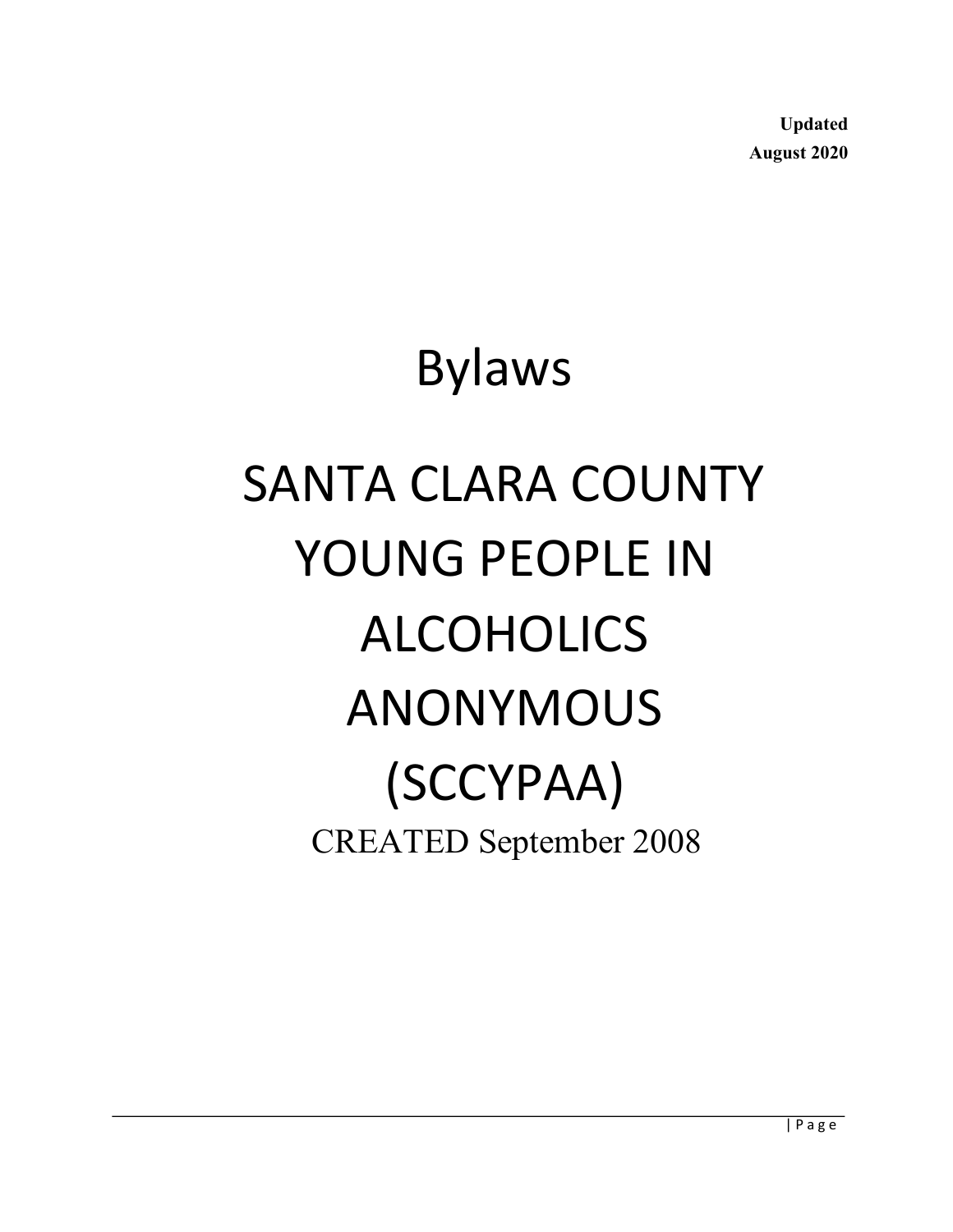**Updated**
**August 2020**

# Bylaws

# SANTA CLARA COUNTY YOUNG PEOPLE IN ALCOHOLICS ANONYMOUS (SCCYPAA)

CREATED September 2008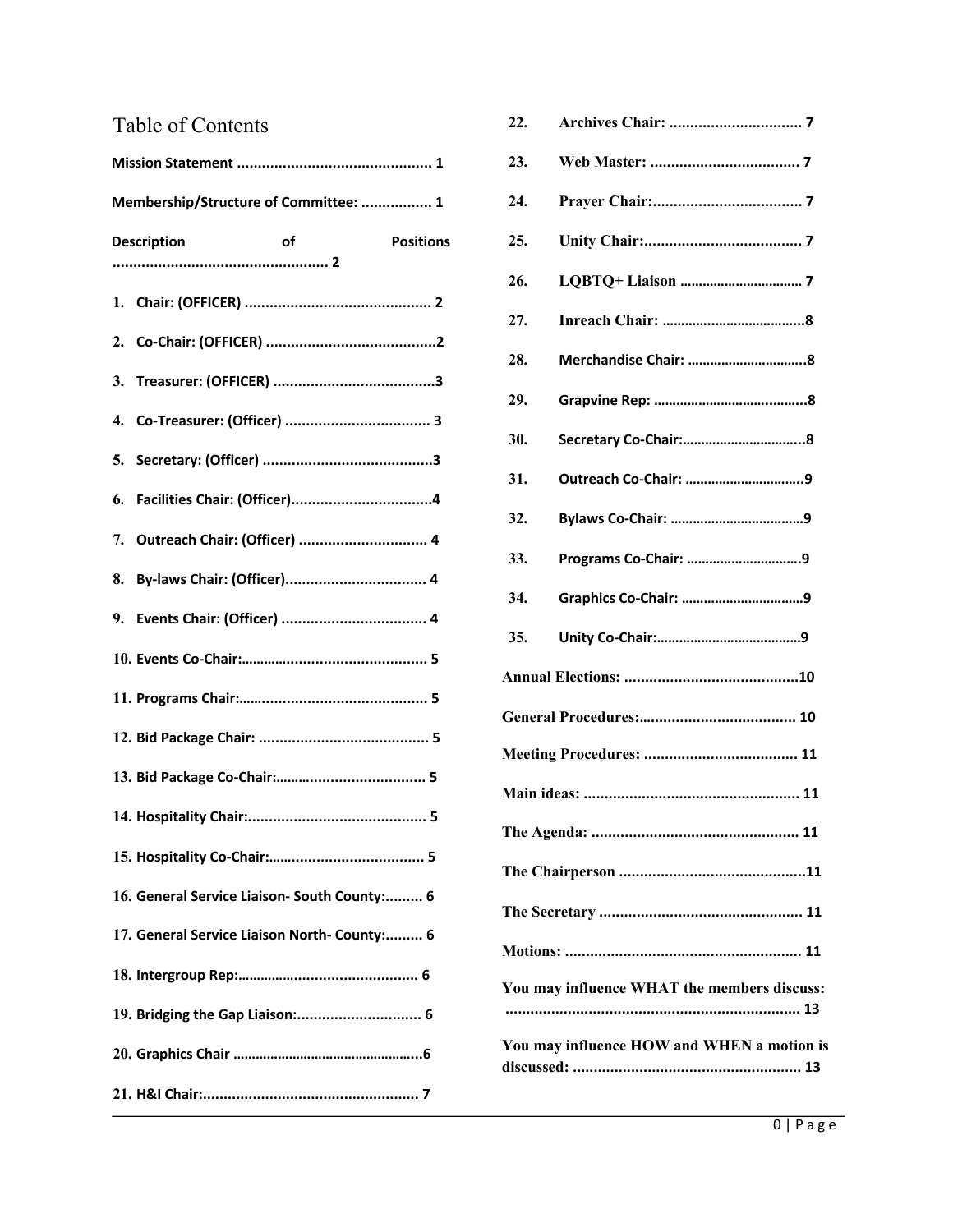# Table of Contents

Mission Statement .............................................. 1

Membership/Structure of Committee: ................. 1

Description of Positions .................................................... 2

1. Chair: (OFFICER) ............................................. 2
2. Co-Chair: (OFFICER) .........................................2
3. Treasurer: (OFFICER) .......................................3
4. Co-Treasurer: (Officer) ................................... 3
5. Secretary: (Officer) .........................................3
6. Facilities Chair: (Officer)..................................4
7. Outreach Chair: (Officer) ............................... 4
8. By-laws Chair: (Officer).................................. 4
9. Events Chair: (Officer) ................................... 4
10. Events Co-Chair:............................................. 5
11. Programs Chair:.............................................. 5
12. Bid Package Chair: ......................................... 5
13. Bid Package Co-Chair:..................................... 5
14. Hospitality Chair:........................................... 5
15. Hospitality Co-Chair:...................................... 5
16. General Service Liaison- South County:......... 6
17. General Service Liaison North- County:......... 6
18. Intergroup Rep:............................................. 6
19. Bridging the Gap Liaison:.............................. 6
20. Graphics Chair ...................................................6
21. H&I Chair:.................................................... 7
22. Archives Chair: ................................ 7
23. Web Master: .................................... 7
24. Prayer Chair:.................................... 7
25. Unity Chair:...................................... 7
26. LQBTQ+ Liaison ................................ 7
27. Inreach Chair: ......................................8
28. Merchandise Chair: ................................8
29. Grapvine Rep: .........................................8
30. Secretary Co-Chair:.................................8
31. Outreach Co-Chair: ................................9
32. Bylaws Co-Chair: ....................................9
33. Programs Co-Chair: ...............................9
34. Graphics Co-Chair: .................................9
35. Unity Co-Chair:.......................................9

Annual Elections: ..........................................10

General Procedures:...................................... 10

Meeting Procedures: ..................................... 11

Main ideas: .................................................... 11

The Agenda: .................................................. 11

The Chairperson .............................................11

The Secretary ................................................. 11

Motions: ......................................................... 11

You may influence WHAT the members discuss: ...................................................................... 13

You may influence HOW and WHEN a motion is discussed: ....................................................... 13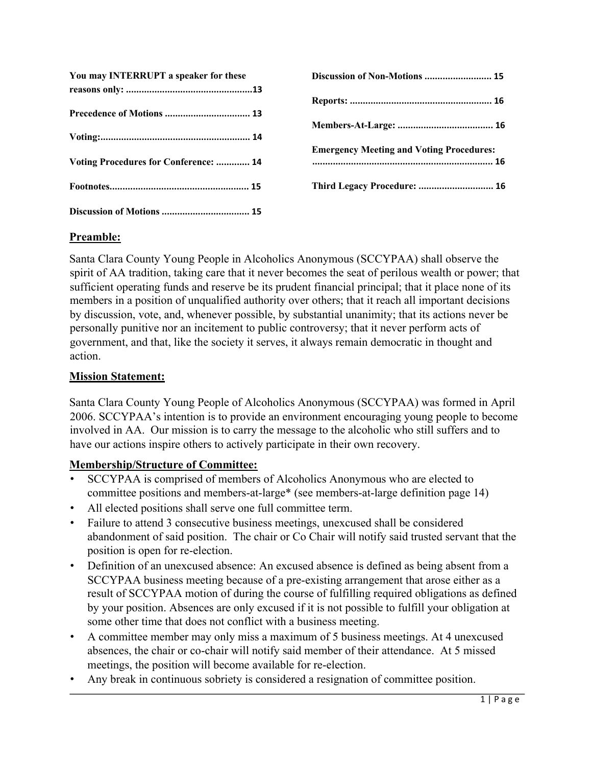**You may INTERRUPT a speaker for these reasons only: ................................................13**

**Precedence of Motions ................................ 13**

**Voting:......................................................... 14**

**Voting Procedures for Conference: ............ 14**

**Footnotes.................................................... 15**

**Discussion of Motions ................................. 15**

**Discussion of Non-Motions ......................... 15**

**Reports: ...................................................... 16**

**Members-At-Large: .................................... 16**

**Emergency Meeting and Voting Procedures: ..................................................................... 16**

**Third Legacy Procedure: ............................ 16**

## Preamble:

Santa Clara County Young People in Alcoholics Anonymous (SCCYPAA) shall observe the spirit of AA tradition, taking care that it never becomes the seat of perilous wealth or power; that sufficient operating funds and reserve be its prudent financial principal; that it place none of its members in a position of unqualified authority over others; that it reach all important decisions by discussion, vote, and, whenever possible, by substantial unanimity; that its actions never be personally punitive nor an incitement to public controversy; that it never perform acts of government, and that, like the society it serves, it always remain democratic in thought and action.

## Mission Statement:

Santa Clara County Young People of Alcoholics Anonymous (SCCYPAA) was formed in April 2006. SCCYPAA's intention is to provide an environment encouraging young people to become involved in AA. Our mission is to carry the message to the alcoholic who still suffers and to have our actions inspire others to actively participate in their own recovery.

## Membership/Structure of Committee:

- SCCYPAA is comprised of members of Alcoholics Anonymous who are elected to committee positions and members-at-large* (see members-at-large definition page 14)
- All elected positions shall serve one full committee term.
- Failure to attend 3 consecutive business meetings, unexcused shall be considered abandonment of said position. The chair or Co Chair will notify said trusted servant that the position is open for re-election.
- Definition of an unexcused absence: An excused absence is defined as being absent from a SCCYPAA business meeting because of a pre-existing arrangement that arose either as a result of SCCYPAA motion of during the course of fulfilling required obligations as defined by your position. Absences are only excused if it is not possible to fulfill your obligation at some other time that does not conflict with a business meeting.
- A committee member may only miss a maximum of 5 business meetings. At 4 unexcused absences, the chair or co-chair will notify said member of their attendance. At 5 missed meetings, the position will become available for re-election.
- Any break in continuous sobriety is considered a resignation of committee position.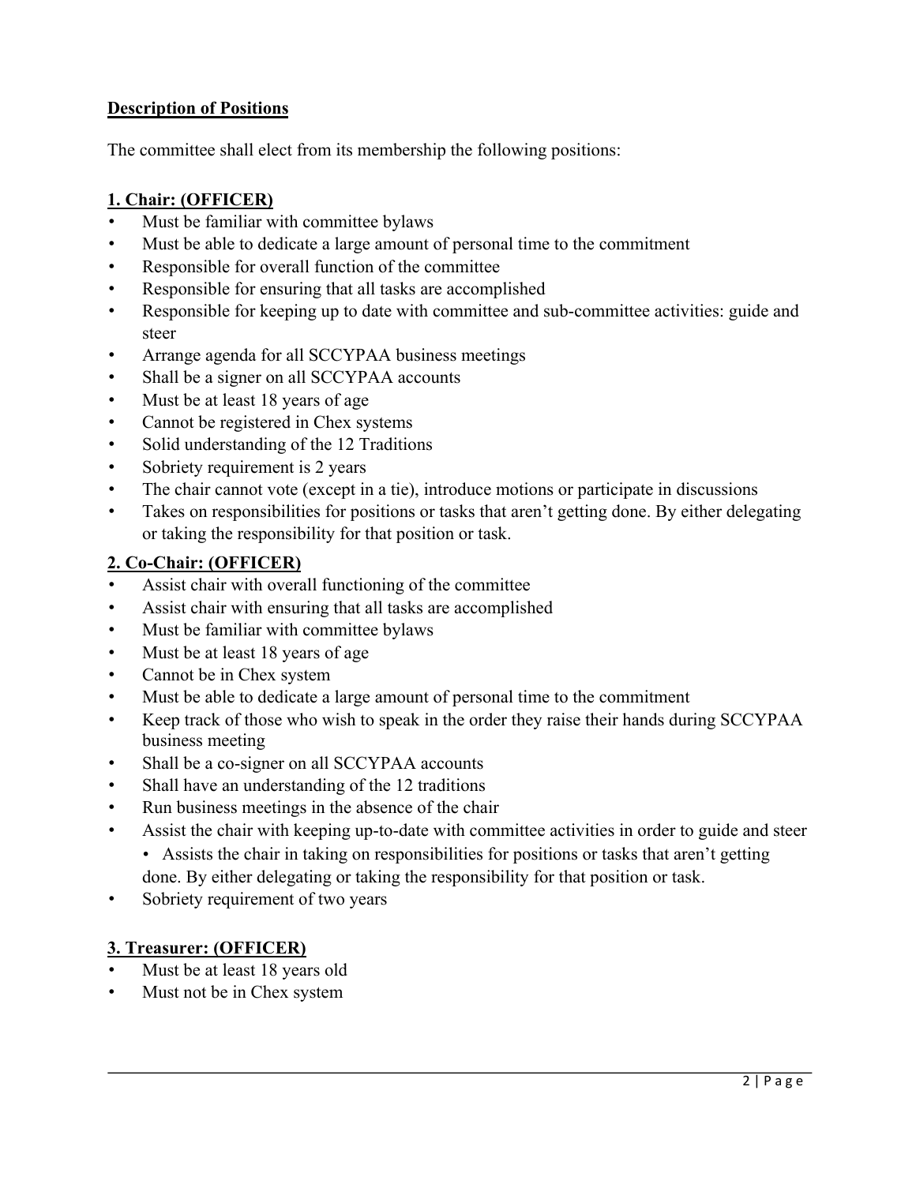**Description of Positions**

The committee shall elect from its membership the following positions:

**1. Chair: (OFFICER)**

- Must be familiar with committee bylaws
- Must be able to dedicate a large amount of personal time to the commitment
- Responsible for overall function of the committee
- Responsible for ensuring that all tasks are accomplished
- Responsible for keeping up to date with committee and sub-committee activities: guide and steer
- Arrange agenda for all SCCYPAA business meetings
- Shall be a signer on all SCCYPAA accounts
- Must be at least 18 years of age
- Cannot be registered in Chex systems
- Solid understanding of the 12 Traditions
- Sobriety requirement is 2 years
- The chair cannot vote (except in a tie), introduce motions or participate in discussions
- Takes on responsibilities for positions or tasks that aren't getting done. By either delegating or taking the responsibility for that position or task.

**2. Co-Chair: (OFFICER)**

- Assist chair with overall functioning of the committee
- Assist chair with ensuring that all tasks are accomplished
- Must be familiar with committee bylaws
- Must be at least 18 years of age
- Cannot be in Chex system
- Must be able to dedicate a large amount of personal time to the commitment
- Keep track of those who wish to speak in the order they raise their hands during SCCYPAA business meeting
- Shall be a co-signer on all SCCYPAA accounts
- Shall have an understanding of the 12 traditions
- Run business meetings in the absence of the chair
- Assist the chair with keeping up-to-date with committee activities in order to guide and steer
  - Assists the chair in taking on responsibilities for positions or tasks that aren't getting done. By either delegating or taking the responsibility for that position or task.
- Sobriety requirement of two years

**3. Treasurer: (OFFICER)**

- Must be at least 18 years old
- Must not be in Chex system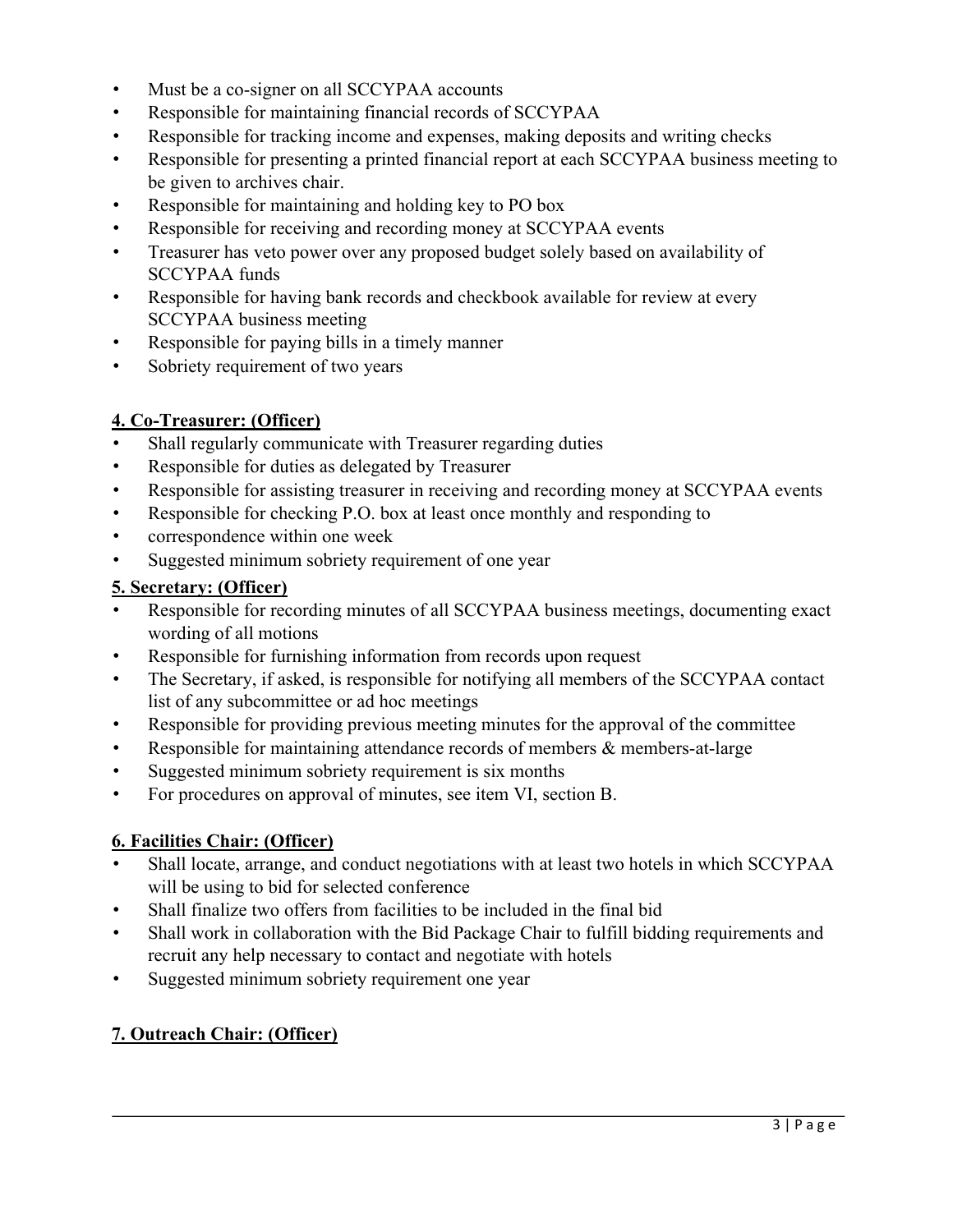- Must be a co-signer on all SCCYPAA accounts
- Responsible for maintaining financial records of SCCYPAA
- Responsible for tracking income and expenses, making deposits and writing checks
- Responsible for presenting a printed financial report at each SCCYPAA business meeting to be given to archives chair.
- Responsible for maintaining and holding key to PO box
- Responsible for receiving and recording money at SCCYPAA events
- Treasurer has veto power over any proposed budget solely based on availability of SCCYPAA funds
- Responsible for having bank records and checkbook available for review at every SCCYPAA business meeting
- Responsible for paying bills in a timely manner
- Sobriety requirement of two years

**4. Co-Treasurer: (Officer)**

- Shall regularly communicate with Treasurer regarding duties
- Responsible for duties as delegated by Treasurer
- Responsible for assisting treasurer in receiving and recording money at SCCYPAA events
- Responsible for checking P.O. box at least once monthly and responding to
- correspondence within one week
- Suggested minimum sobriety requirement of one year

**5. Secretary: (Officer)**

- Responsible for recording minutes of all SCCYPAA business meetings, documenting exact wording of all motions
- Responsible for furnishing information from records upon request
- The Secretary, if asked, is responsible for notifying all members of the SCCYPAA contact list of any subcommittee or ad hoc meetings
- Responsible for providing previous meeting minutes for the approval of the committee
- Responsible for maintaining attendance records of members & members-at-large
- Suggested minimum sobriety requirement is six months
- For procedures on approval of minutes, see item VI, section B.

**6. Facilities Chair: (Officer)**

- Shall locate, arrange, and conduct negotiations with at least two hotels in which SCCYPAA will be using to bid for selected conference
- Shall finalize two offers from facilities to be included in the final bid
- Shall work in collaboration with the Bid Package Chair to fulfill bidding requirements and recruit any help necessary to contact and negotiate with hotels
- Suggested minimum sobriety requirement one year

**7. Outreach Chair: (Officer)**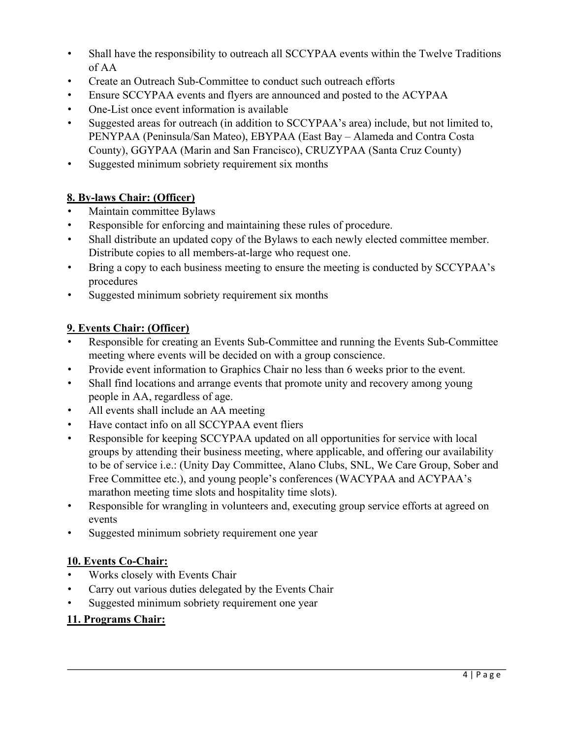- Shall have the responsibility to outreach all SCCYPAA events within the Twelve Traditions of AA
- Create an Outreach Sub-Committee to conduct such outreach efforts
- Ensure SCCYPAA events and flyers are announced and posted to the ACYPAA
- One-List once event information is available
- Suggested areas for outreach (in addition to SCCYPAA's area) include, but not limited to, PENYPAA (Peninsula/San Mateo), EBYPAA (East Bay – Alameda and Contra Costa County), GGYPAA (Marin and San Francisco), CRUZYPAA (Santa Cruz County)
- Suggested minimum sobriety requirement six months

**8. By-laws Chair: (Officer)**

- Maintain committee Bylaws
- Responsible for enforcing and maintaining these rules of procedure.
- Shall distribute an updated copy of the Bylaws to each newly elected committee member. Distribute copies to all members-at-large who request one.
- Bring a copy to each business meeting to ensure the meeting is conducted by SCCYPAA's procedures
- Suggested minimum sobriety requirement six months

**9. Events Chair: (Officer)**

- Responsible for creating an Events Sub-Committee and running the Events Sub-Committee meeting where events will be decided on with a group conscience.
- Provide event information to Graphics Chair no less than 6 weeks prior to the event.
- Shall find locations and arrange events that promote unity and recovery among young people in AA, regardless of age.
- All events shall include an AA meeting
- Have contact info on all SCCYPAA event fliers
- Responsible for keeping SCCYPAA updated on all opportunities for service with local groups by attending their business meeting, where applicable, and offering our availability to be of service i.e.: (Unity Day Committee, Alano Clubs, SNL, We Care Group, Sober and Free Committee etc.), and young people's conferences (WACYPAA and ACYPAA's marathon meeting time slots and hospitality time slots).
- Responsible for wrangling in volunteers and, executing group service efforts at agreed on events
- Suggested minimum sobriety requirement one year

**10. Events Co-Chair:**

- Works closely with Events Chair
- Carry out various duties delegated by the Events Chair
- Suggested minimum sobriety requirement one year

**11. Programs Chair:**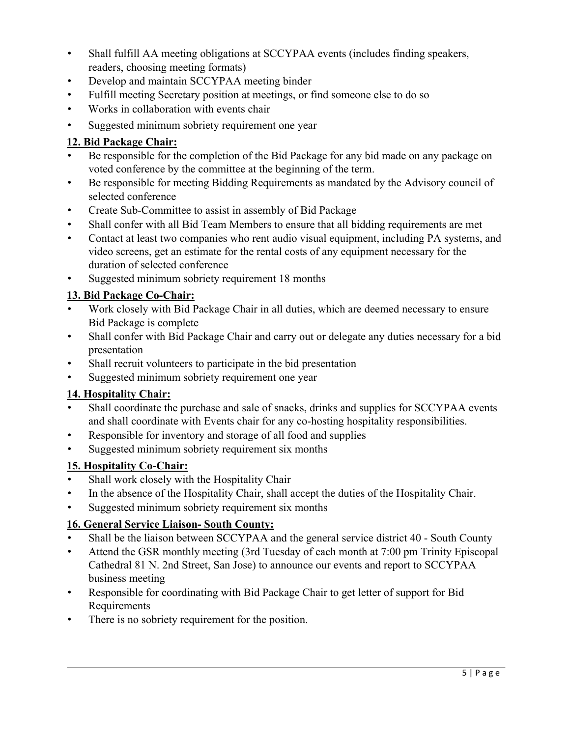- Shall fulfill AA meeting obligations at SCCYPAA events (includes finding speakers, readers, choosing meeting formats)
- Develop and maintain SCCYPAA meeting binder
- Fulfill meeting Secretary position at meetings, or find someone else to do so
- Works in collaboration with events chair
- Suggested minimum sobriety requirement one year

**12. Bid Package Chair:**

- Be responsible for the completion of the Bid Package for any bid made on any package on voted conference by the committee at the beginning of the term.
- Be responsible for meeting Bidding Requirements as mandated by the Advisory council of selected conference
- Create Sub-Committee to assist in assembly of Bid Package
- Shall confer with all Bid Team Members to ensure that all bidding requirements are met
- Contact at least two companies who rent audio visual equipment, including PA systems, and video screens, get an estimate for the rental costs of any equipment necessary for the duration of selected conference
- Suggested minimum sobriety requirement 18 months

**13. Bid Package Co-Chair:**

- Work closely with Bid Package Chair in all duties, which are deemed necessary to ensure Bid Package is complete
- Shall confer with Bid Package Chair and carry out or delegate any duties necessary for a bid presentation
- Shall recruit volunteers to participate in the bid presentation
- Suggested minimum sobriety requirement one year

**14. Hospitality Chair:**

- Shall coordinate the purchase and sale of snacks, drinks and supplies for SCCYPAA events and shall coordinate with Events chair for any co-hosting hospitality responsibilities.
- Responsible for inventory and storage of all food and supplies
- Suggested minimum sobriety requirement six months

**15. Hospitality Co-Chair:**

- Shall work closely with the Hospitality Chair
- In the absence of the Hospitality Chair, shall accept the duties of the Hospitality Chair.
- Suggested minimum sobriety requirement six months

**16. General Service Liaison- South County:**

- Shall be the liaison between SCCYPAA and the general service district 40 - South County
- Attend the GSR monthly meeting (3rd Tuesday of each month at 7:00 pm Trinity Episcopal Cathedral 81 N. 2nd Street, San Jose) to announce our events and report to SCCYPAA business meeting
- Responsible for coordinating with Bid Package Chair to get letter of support for Bid Requirements
- There is no sobriety requirement for the position.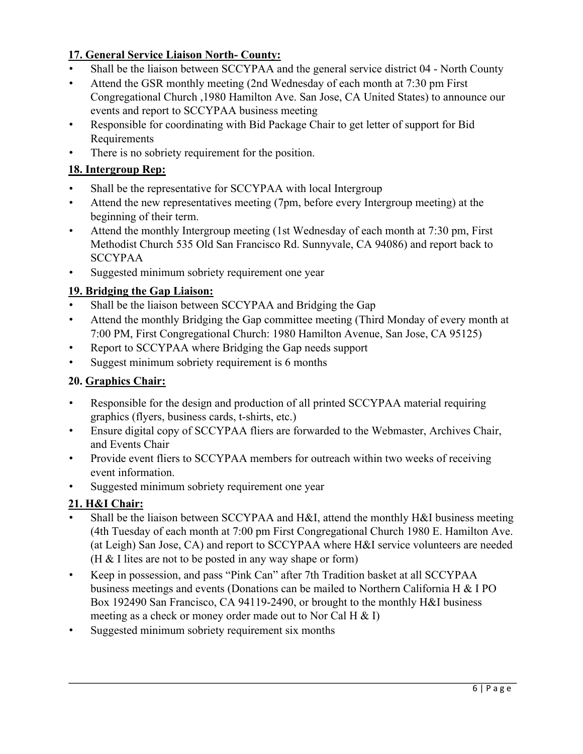### 17. General Service Liaison North- County:

- Shall be the liaison between SCCYPAA and the general service district 04 - North County
- Attend the GSR monthly meeting (2nd Wednesday of each month at 7:30 pm First Congregational Church ,1980 Hamilton Ave. San Jose, CA United States) to announce our events and report to SCCYPAA business meeting
- Responsible for coordinating with Bid Package Chair to get letter of support for Bid Requirements
- There is no sobriety requirement for the position.

### 18. Intergroup Rep:

- Shall be the representative for SCCYPAA with local Intergroup
- Attend the new representatives meeting (7pm, before every Intergroup meeting) at the beginning of their term.
- Attend the monthly Intergroup meeting (1st Wednesday of each month at 7:30 pm, First Methodist Church 535 Old San Francisco Rd. Sunnyvale, CA 94086) and report back to SCCYPAA
- Suggested minimum sobriety requirement one year

### 19. Bridging the Gap Liaison:

- Shall be the liaison between SCCYPAA and Bridging the Gap
- Attend the monthly Bridging the Gap committee meeting (Third Monday of every month at 7:00 PM, First Congregational Church: 1980 Hamilton Avenue, San Jose, CA 95125)
- Report to SCCYPAA where Bridging the Gap needs support
- Suggest minimum sobriety requirement is 6 months

### 20. Graphics Chair:

- Responsible for the design and production of all printed SCCYPAA material requiring graphics (flyers, business cards, t-shirts, etc.)
- Ensure digital copy of SCCYPAA fliers are forwarded to the Webmaster, Archives Chair, and Events Chair
- Provide event fliers to SCCYPAA members for outreach within two weeks of receiving event information.
- Suggested minimum sobriety requirement one year

### 21. H&I Chair:

- Shall be the liaison between SCCYPAA and H&I, attend the monthly H&I business meeting (4th Tuesday of each month at 7:00 pm First Congregational Church 1980 E. Hamilton Ave. (at Leigh) San Jose, CA) and report to SCCYPAA where H&I service volunteers are needed (H & I lites are not to be posted in any way shape or form)
- Keep in possession, and pass "Pink Can" after 7th Tradition basket at all SCCYPAA business meetings and events (Donations can be mailed to Northern California H & I PO Box 192490 San Francisco, CA 94119-2490, or brought to the monthly H&I business meeting as a check or money order made out to Nor Cal H & I)
- Suggested minimum sobriety requirement six months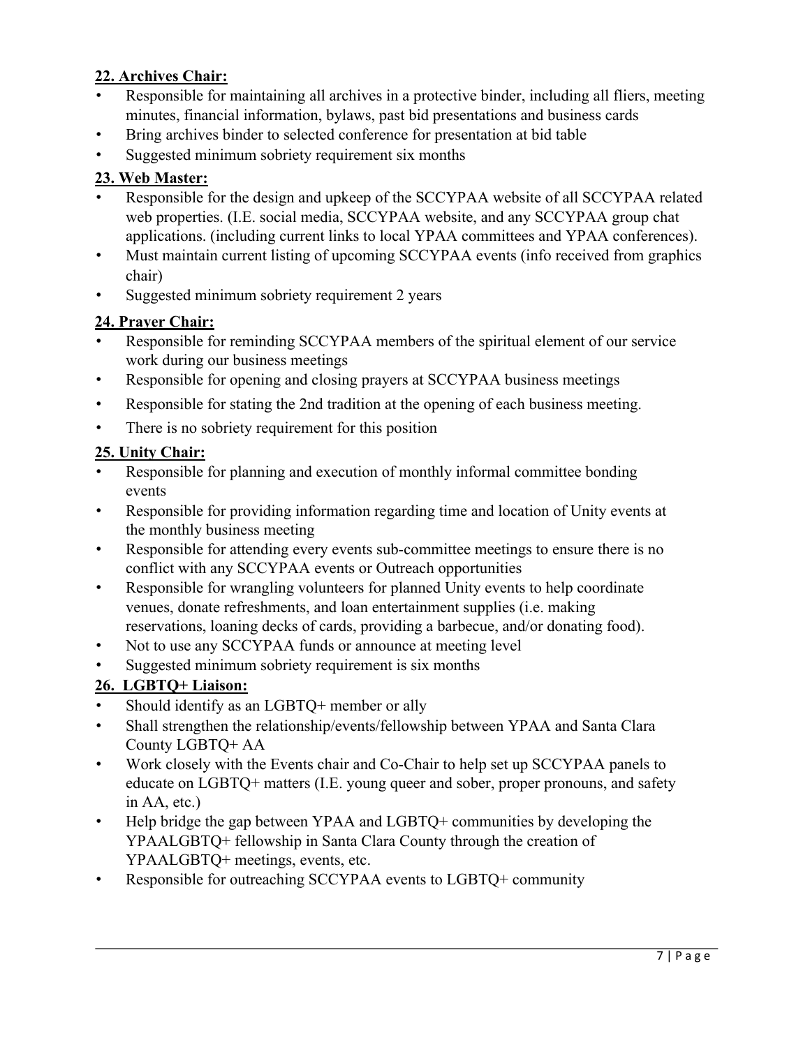**22. Archives Chair:**

- Responsible for maintaining all archives in a protective binder, including all fliers, meeting minutes, financial information, bylaws, past bid presentations and business cards
- Bring archives binder to selected conference for presentation at bid table
- Suggested minimum sobriety requirement six months

**23. Web Master:**

- Responsible for the design and upkeep of the SCCYPAA website of all SCCYPAA related web properties. (I.E. social media, SCCYPAA website, and any SCCYPAA group chat applications. (including current links to local YPAA committees and YPAA conferences).
- Must maintain current listing of upcoming SCCYPAA events (info received from graphics chair)
- Suggested minimum sobriety requirement 2 years

**24. Prayer Chair:**

- Responsible for reminding SCCYPAA members of the spiritual element of our service work during our business meetings
- Responsible for opening and closing prayers at SCCYPAA business meetings
- Responsible for stating the 2nd tradition at the opening of each business meeting.
- There is no sobriety requirement for this position

**25. Unity Chair:**

- Responsible for planning and execution of monthly informal committee bonding events
- Responsible for providing information regarding time and location of Unity events at the monthly business meeting
- Responsible for attending every events sub-committee meetings to ensure there is no conflict with any SCCYPAA events or Outreach opportunities
- Responsible for wrangling volunteers for planned Unity events to help coordinate venues, donate refreshments, and loan entertainment supplies (i.e. making reservations, loaning decks of cards, providing a barbecue, and/or donating food).
- Not to use any SCCYPAA funds or announce at meeting level
- Suggested minimum sobriety requirement is six months

**26. LGBTQ+ Liaison:**

- Should identify as an LGBTQ+ member or ally
- Shall strengthen the relationship/events/fellowship between YPAA and Santa Clara County LGBTQ+ AA
- Work closely with the Events chair and Co-Chair to help set up SCCYPAA panels to educate on LGBTQ+ matters (I.E. young queer and sober, proper pronouns, and safety in AA, etc.)
- Help bridge the gap between YPAA and LGBTQ+ communities by developing the YPAALGBTQ+ fellowship in Santa Clara County through the creation of YPAALGBTQ+ meetings, events, etc.
- Responsible for outreaching SCCYPAA events to LGBTQ+ community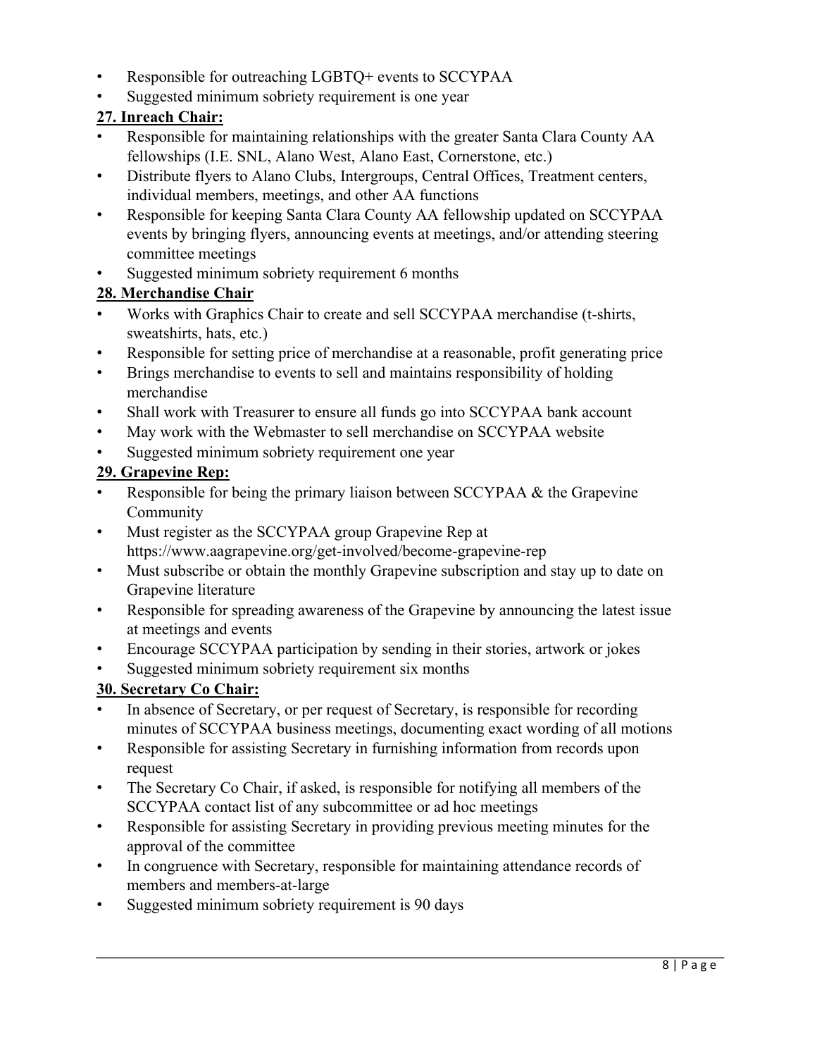- Responsible for outreaching LGBTQ+ events to SCCYPAA
- Suggested minimum sobriety requirement is one year

**27. Inreach Chair:**

- Responsible for maintaining relationships with the greater Santa Clara County AA fellowships (I.E. SNL, Alano West, Alano East, Cornerstone, etc.)
- Distribute flyers to Alano Clubs, Intergroups, Central Offices, Treatment centers, individual members, meetings, and other AA functions
- Responsible for keeping Santa Clara County AA fellowship updated on SCCYPAA events by bringing flyers, announcing events at meetings, and/or attending steering committee meetings
- Suggested minimum sobriety requirement 6 months

**28. Merchandise Chair**

- Works with Graphics Chair to create and sell SCCYPAA merchandise (t-shirts, sweatshirts, hats, etc.)
- Responsible for setting price of merchandise at a reasonable, profit generating price
- Brings merchandise to events to sell and maintains responsibility of holding merchandise
- Shall work with Treasurer to ensure all funds go into SCCYPAA bank account
- May work with the Webmaster to sell merchandise on SCCYPAA website
- Suggested minimum sobriety requirement one year

**29. Grapevine Rep:**

- Responsible for being the primary liaison between SCCYPAA & the Grapevine Community
- Must register as the SCCYPAA group Grapevine Rep at https://www.aagrapevine.org/get-involved/become-grapevine-rep
- Must subscribe or obtain the monthly Grapevine subscription and stay up to date on Grapevine literature
- Responsible for spreading awareness of the Grapevine by announcing the latest issue at meetings and events
- Encourage SCCYPAA participation by sending in their stories, artwork or jokes
- Suggested minimum sobriety requirement six months

**30. Secretary Co Chair:**

- In absence of Secretary, or per request of Secretary, is responsible for recording minutes of SCCYPAA business meetings, documenting exact wording of all motions
- Responsible for assisting Secretary in furnishing information from records upon request
- The Secretary Co Chair, if asked, is responsible for notifying all members of the SCCYPAA contact list of any subcommittee or ad hoc meetings
- Responsible for assisting Secretary in providing previous meeting minutes for the approval of the committee
- In congruence with Secretary, responsible for maintaining attendance records of members and members-at-large
- Suggested minimum sobriety requirement is 90 days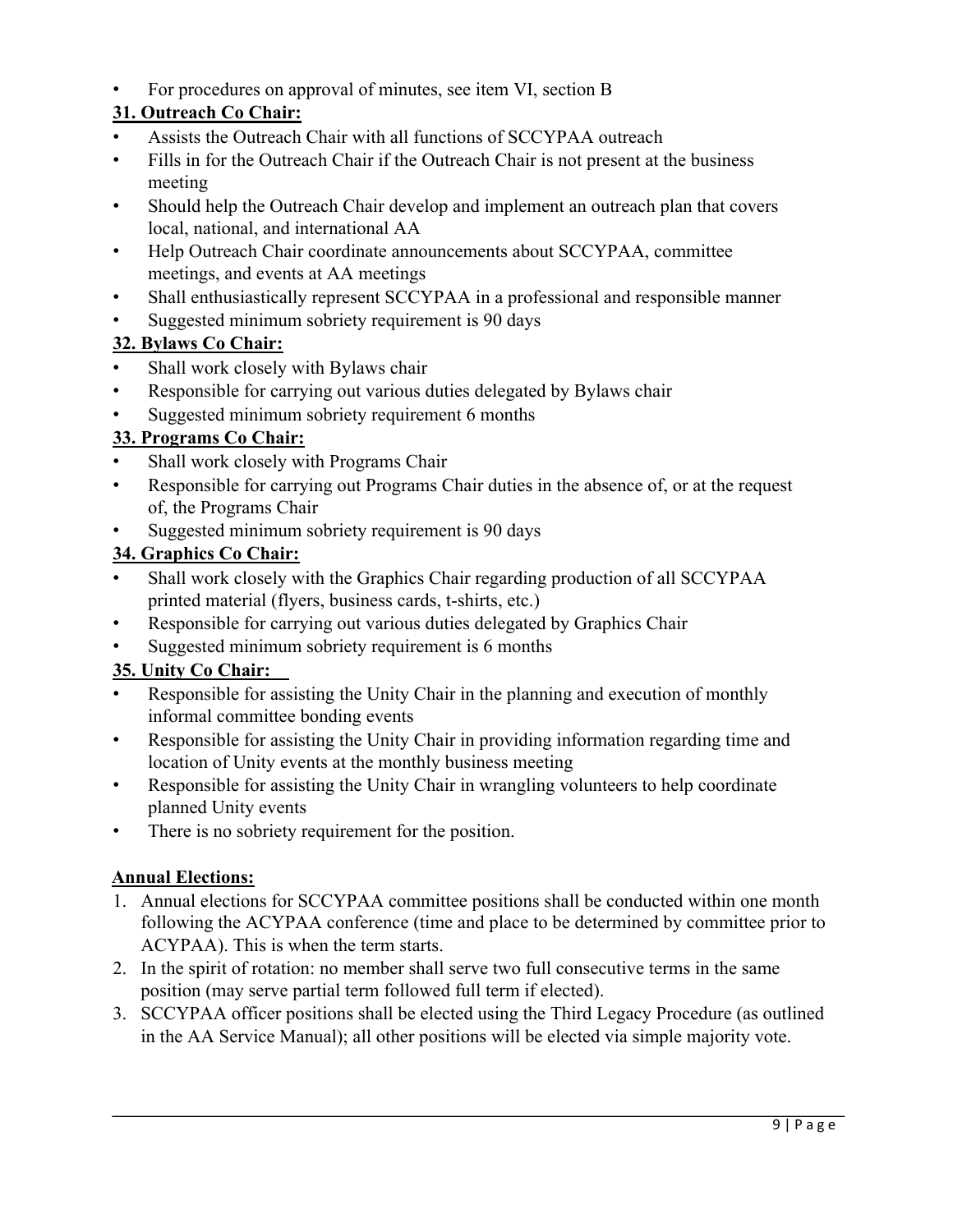- For procedures on approval of minutes, see item VI, section B

**31. Outreach Co Chair:**

- Assists the Outreach Chair with all functions of SCCYPAA outreach
- Fills in for the Outreach Chair if the Outreach Chair is not present at the business meeting
- Should help the Outreach Chair develop and implement an outreach plan that covers local, national, and international AA
- Help Outreach Chair coordinate announcements about SCCYPAA, committee meetings, and events at AA meetings
- Shall enthusiastically represent SCCYPAA in a professional and responsible manner
- Suggested minimum sobriety requirement is 90 days

**32. Bylaws Co Chair:**

- Shall work closely with Bylaws chair
- Responsible for carrying out various duties delegated by Bylaws chair
- Suggested minimum sobriety requirement 6 months

**33. Programs Co Chair:**

- Shall work closely with Programs Chair
- Responsible for carrying out Programs Chair duties in the absence of, or at the request of, the Programs Chair
- Suggested minimum sobriety requirement is 90 days

**34. Graphics Co Chair:**

- Shall work closely with the Graphics Chair regarding production of all SCCYPAA printed material (flyers, business cards, t-shirts, etc.)
- Responsible for carrying out various duties delegated by Graphics Chair
- Suggested minimum sobriety requirement is 6 months

**35. Unity Co Chair:**

- Responsible for assisting the Unity Chair in the planning and execution of monthly informal committee bonding events
- Responsible for assisting the Unity Chair in providing information regarding time and location of Unity events at the monthly business meeting
- Responsible for assisting the Unity Chair in wrangling volunteers to help coordinate planned Unity events
- There is no sobriety requirement for the position.

**Annual Elections:**

1. Annual elections for SCCYPAA committee positions shall be conducted within one month following the ACYPAA conference (time and place to be determined by committee prior to ACYPAA). This is when the term starts.
2. In the spirit of rotation: no member shall serve two full consecutive terms in the same position (may serve partial term followed full term if elected).
3. SCCYPAA officer positions shall be elected using the Third Legacy Procedure (as outlined in the AA Service Manual); all other positions will be elected via simple majority vote.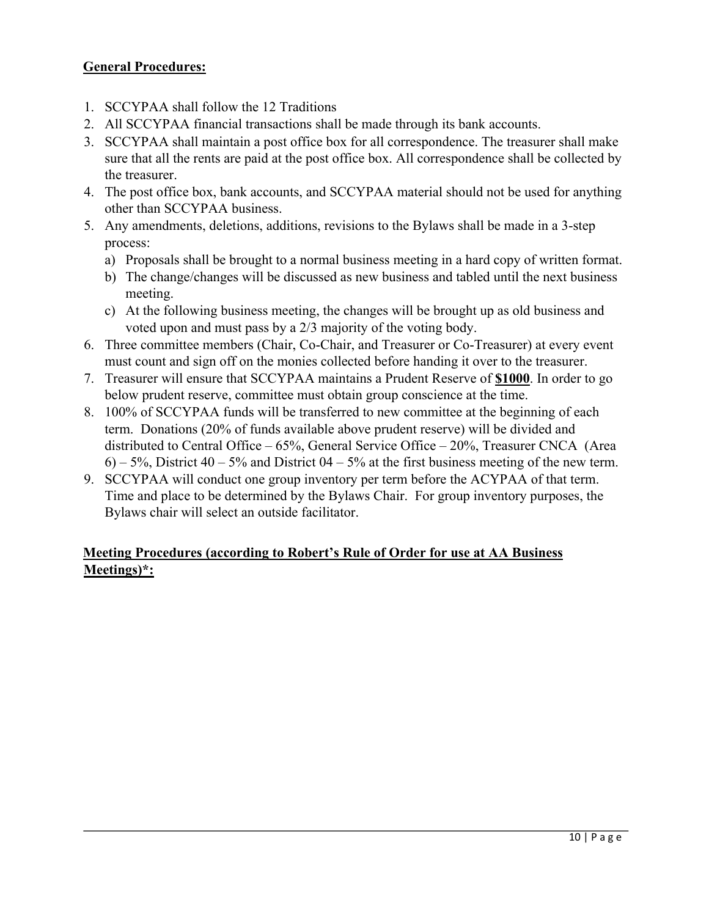**General Procedures:**

1. SCCYPAA shall follow the 12 Traditions
2. All SCCYPAA financial transactions shall be made through its bank accounts.
3. SCCYPAA shall maintain a post office box for all correspondence. The treasurer shall make sure that all the rents are paid at the post office box. All correspondence shall be collected by the treasurer.
4. The post office box, bank accounts, and SCCYPAA material should not be used for anything other than SCCYPAA business.
5. Any amendments, deletions, additions, revisions to the Bylaws shall be made in a 3-step process:
   a) Proposals shall be brought to a normal business meeting in a hard copy of written format.
   b) The change/changes will be discussed as new business and tabled until the next business meeting.
   c) At the following business meeting, the changes will be brought up as old business and voted upon and must pass by a 2/3 majority of the voting body.
6. Three committee members (Chair, Co-Chair, and Treasurer or Co-Treasurer) at every event must count and sign off on the monies collected before handing it over to the treasurer.
7. Treasurer will ensure that SCCYPAA maintains a Prudent Reserve of **$1000**. In order to go below prudent reserve, committee must obtain group conscience at the time.
8. 100% of SCCYPAA funds will be transferred to new committee at the beginning of each term. Donations (20% of funds available above prudent reserve) will be divided and distributed to Central Office – 65%, General Service Office – 20%, Treasurer CNCA (Area 6) – 5%, District 40 – 5% and District 04 – 5% at the first business meeting of the new term.
9. SCCYPAA will conduct one group inventory per term before the ACYPAA of that term. Time and place to be determined by the Bylaws Chair. For group inventory purposes, the Bylaws chair will select an outside facilitator.

**Meeting Procedures (according to Robert's Rule of Order for use at AA Business Meetings)*:**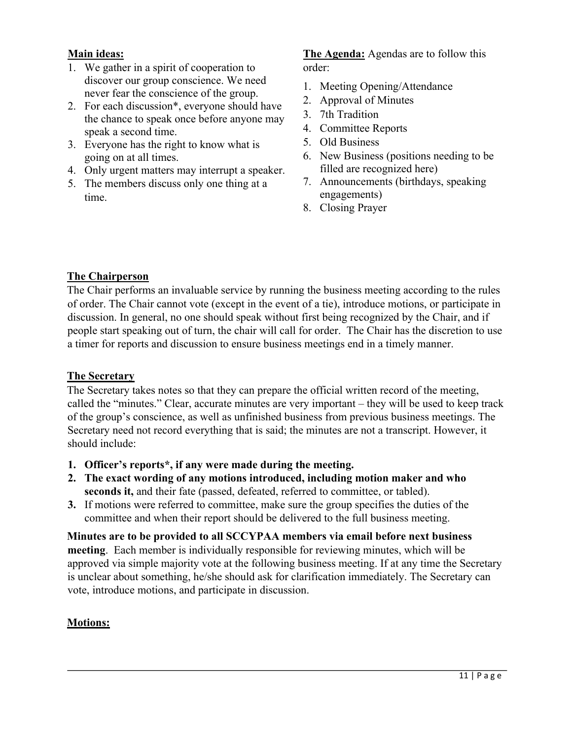**Main ideas:**

1. We gather in a spirit of cooperation to discover our group conscience. We need never fear the conscience of the group.
2. For each discussion*, everyone should have the chance to speak once before anyone may speak a second time.
3. Everyone has the right to know what is going on at all times.
4. Only urgent matters may interrupt a speaker.
5. The members discuss only one thing at a time.

**The Agenda:** Agendas are to follow this order:

1. Meeting Opening/Attendance
2. Approval of Minutes
3. 7th Tradition
4. Committee Reports
5. Old Business
6. New Business (positions needing to be filled are recognized here)
7. Announcements (birthdays, speaking engagements)
8. Closing Prayer

**The Chairperson**

The Chair performs an invaluable service by running the business meeting according to the rules of order. The Chair cannot vote (except in the event of a tie), introduce motions, or participate in discussion. In general, no one should speak without first being recognized by the Chair, and if people start speaking out of turn, the chair will call for order. The Chair has the discretion to use a timer for reports and discussion to ensure business meetings end in a timely manner.

**The Secretary**

The Secretary takes notes so that they can prepare the official written record of the meeting, called the "minutes." Clear, accurate minutes are very important – they will be used to keep track of the group's conscience, as well as unfinished business from previous business meetings. The Secretary need not record everything that is said; the minutes are not a transcript. However, it should include:

1. **Officer's reports*, if any were made during the meeting.**
2. **The exact wording of any motions introduced, including motion maker and who seconds it,** and their fate (passed, defeated, referred to committee, or tabled).
3. If motions were referred to committee, make sure the group specifies the duties of the committee and when their report should be delivered to the full business meeting.

**Minutes are to be provided to all SCCYPAA members via email before next business meeting**. Each member is individually responsible for reviewing minutes, which will be approved via simple majority vote at the following business meeting. If at any time the Secretary is unclear about something, he/she should ask for clarification immediately. The Secretary can vote, introduce motions, and participate in discussion.

**Motions:**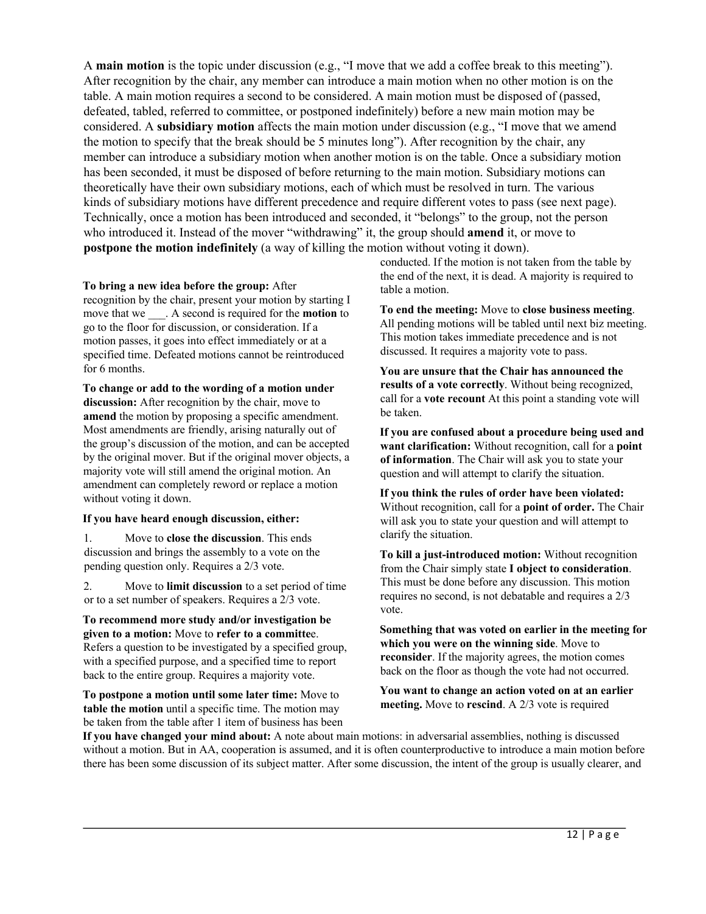A **main motion** is the topic under discussion (e.g., "I move that we add a coffee break to this meeting"). After recognition by the chair, any member can introduce a main motion when no other motion is on the table. A main motion requires a second to be considered. A main motion must be disposed of (passed, defeated, tabled, referred to committee, or postponed indefinitely) before a new main motion may be considered. A **subsidiary motion** affects the main motion under discussion (e.g., "I move that we amend the motion to specify that the break should be 5 minutes long"). After recognition by the chair, any member can introduce a subsidiary motion when another motion is on the table. Once a subsidiary motion has been seconded, it must be disposed of before returning to the main motion. Subsidiary motions can theoretically have their own subsidiary motions, each of which must be resolved in turn. The various kinds of subsidiary motions have different precedence and require different votes to pass (see next page). Technically, once a motion has been introduced and seconded, it "belongs" to the group, not the person who introduced it. Instead of the mover "withdrawing" it, the group should **amend** it, or move to **postpone the motion indefinitely** (a way of killing the motion without voting it down).

**To bring a new idea before the group:** After recognition by the chair, present your motion by starting I move that we ___. A second is required for the **motion** to go to the floor for discussion, or consideration. If a motion passes, it goes into effect immediately or at a specified time. Defeated motions cannot be reintroduced for 6 months.

**To change or add to the wording of a motion under discussion:** After recognition by the chair, move to **amend** the motion by proposing a specific amendment. Most amendments are friendly, arising naturally out of the group's discussion of the motion, and can be accepted by the original mover. But if the original mover objects, a majority vote will still amend the original motion. An amendment can completely reword or replace a motion without voting it down.

**If you have heard enough discussion, either:**

1. Move to **close the discussion**. This ends discussion and brings the assembly to a vote on the pending question only. Requires a 2/3 vote.
2. Move to **limit discussion** to a set period of time or to a set number of speakers. Requires a 2/3 vote.

**To recommend more study and/or investigation be given to a motion:** Move to **refer to a committe**e. Refers a question to be investigated by a specified group, with a specified purpose, and a specified time to report back to the entire group. Requires a majority vote.

**To postpone a motion until some later time:** Move to **table the motion** until a specific time. The motion may be taken from the table after 1 item of business has been conducted. If the motion is not taken from the table by the end of the next, it is dead. A majority is required to table a motion.

**To end the meeting:** Move to **close business meeting**. All pending motions will be tabled until next biz meeting. This motion takes immediate precedence and is not discussed. It requires a majority vote to pass.

**You are unsure that the Chair has announced the results of a vote correctly**. Without being recognized, call for a **vote recount** At this point a standing vote will be taken.

**If you are confused about a procedure being used and want clarification:** Without recognition, call for a **point of information**. The Chair will ask you to state your question and will attempt to clarify the situation.

**If you think the rules of order have been violated:** Without recognition, call for a **point of order.** The Chair will ask you to state your question and will attempt to clarify the situation.

**To kill a just-introduced motion:** Without recognition from the Chair simply state **I object to consideration**. This must be done before any discussion. This motion requires no second, is not debatable and requires a 2/3 vote.

**Something that was voted on earlier in the meeting for which you were on the winning side**. Move to **reconsider**. If the majority agrees, the motion comes back on the floor as though the vote had not occurred.

**You want to change an action voted on at an earlier meeting.** Move to **rescind**. A 2/3 vote is required

**If you have changed your mind about:** A note about main motions: in adversarial assemblies, nothing is discussed without a motion. But in AA, cooperation is assumed, and it is often counterproductive to introduce a main motion before there has been some discussion of its subject matter. After some discussion, the intent of the group is usually clearer, and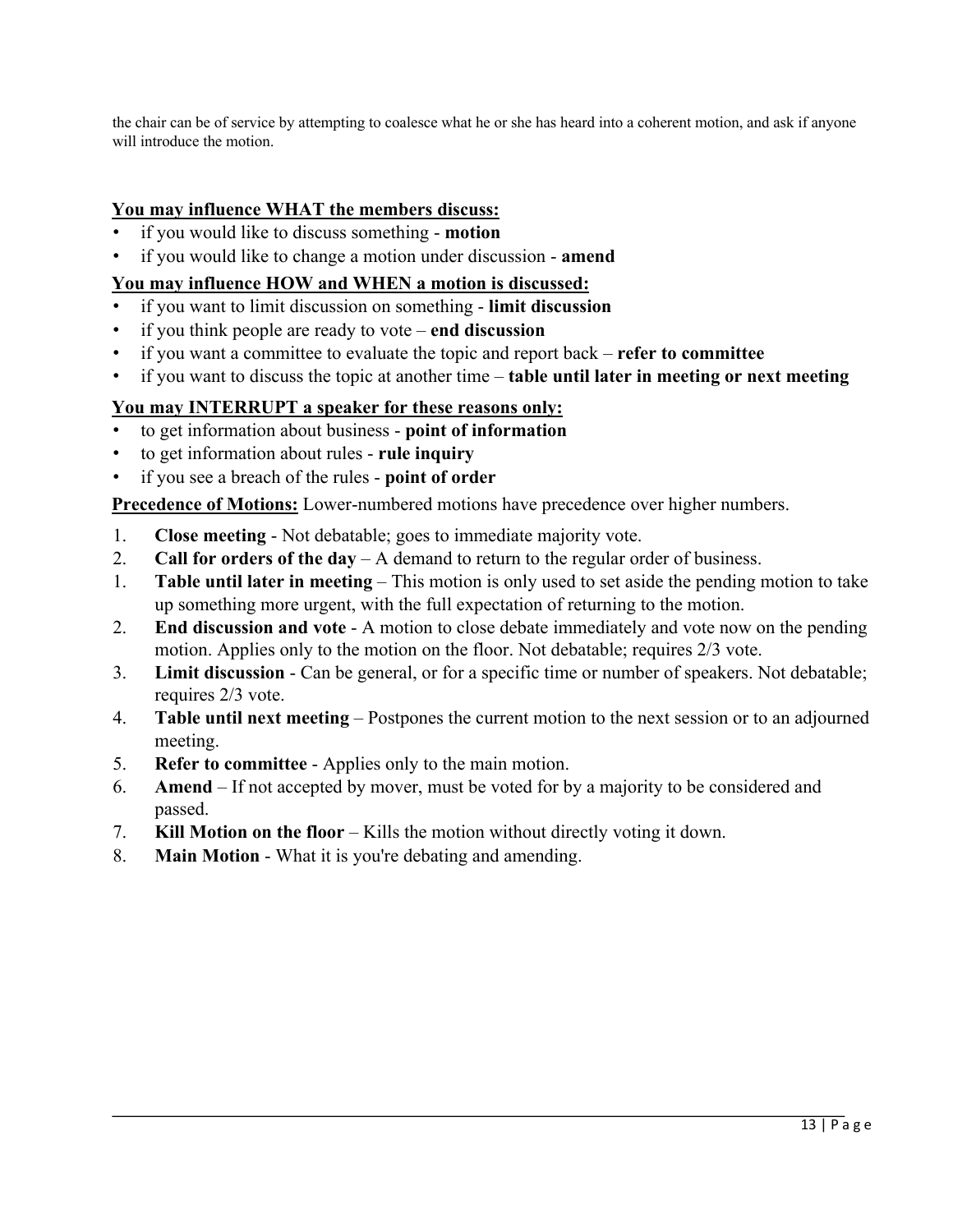the chair can be of service by attempting to coalesce what he or she has heard into a coherent motion, and ask if anyone will introduce the motion.

**<u>You may influence WHAT the members discuss:</u>**

- if you would like to discuss something - **motion**
- if you would like to change a motion under discussion - **amend**

**<u>You may influence HOW and WHEN a motion is discussed:</u>**

- if you want to limit discussion on something - **limit discussion**
- if you think people are ready to vote – **end discussion**
- if you want a committee to evaluate the topic and report back – **refer to committee**
- if you want to discuss the topic at another time – **table until later in meeting or next meeting**

**<u>You may INTERRUPT a speaker for these reasons only:</u>**

- to get information about business - **point of information**
- to get information about rules - **rule inquiry**
- if you see a breach of the rules - **point of order**

**<u>Precedence of Motions:</u>** Lower-numbered motions have precedence over higher numbers.

1. **Close meeting** - Not debatable; goes to immediate majority vote.
2. **Call for orders of the day** – A demand to return to the regular order of business.
1. **Table until later in meeting** – This motion is only used to set aside the pending motion to take up something more urgent, with the full expectation of returning to the motion.
2. **End discussion and vote** - A motion to close debate immediately and vote now on the pending motion. Applies only to the motion on the floor. Not debatable; requires 2/3 vote.
3. **Limit discussion** - Can be general, or for a specific time or number of speakers. Not debatable; requires 2/3 vote.
4. **Table until next meeting** – Postpones the current motion to the next session or to an adjourned meeting.
5. **Refer to committee** - Applies only to the main motion.
6. **Amend** – If not accepted by mover, must be voted for by a majority to be considered and passed.
7. **Kill Motion on the floor** – Kills the motion without directly voting it down.
8. **Main Motion** - What it is you're debating and amending.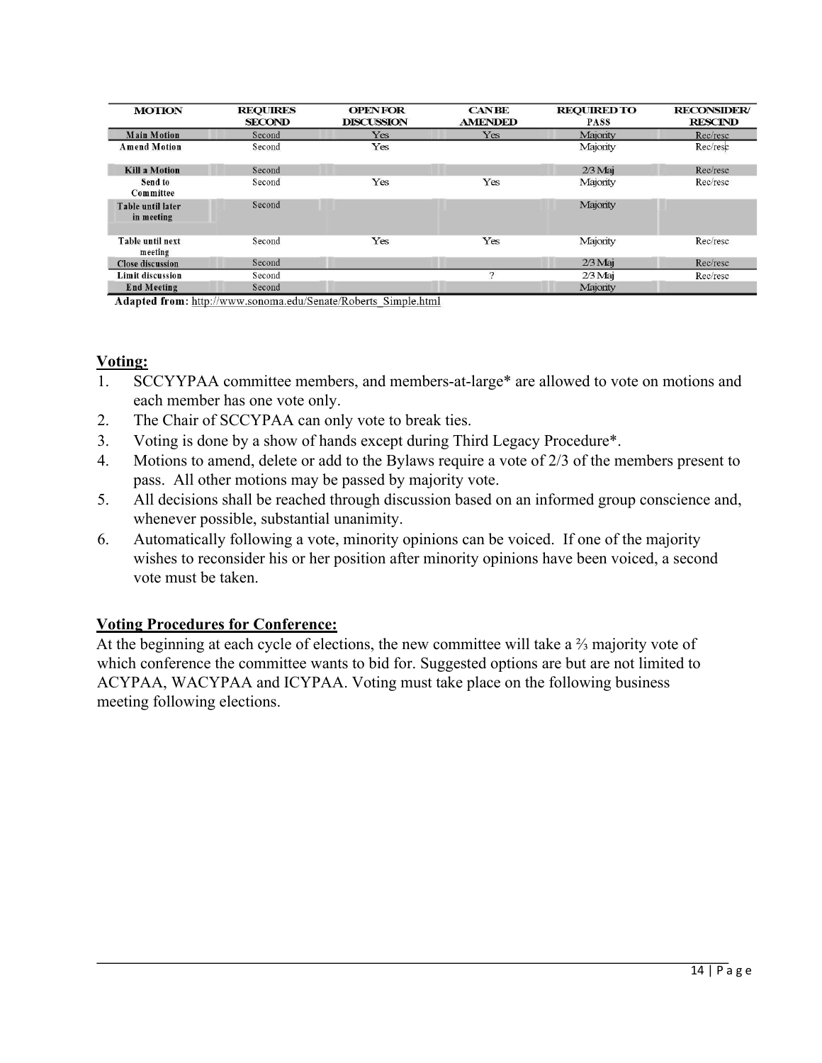| MOTION | REQUIRES SECOND | OPEN FOR DISCUSSION | CAN BE AMENDED | REQUIRED TO PASS | RECONSIDER/ RESCIND |
|---|---|---|---|---|---|
| Main Motion | Second | Yes | Yes | Majority | Rec/resc |
| Amend Motion | Second | Yes | | Majority | Rec/resc |
| Kill a Motion | Second | | | 2/3 Maj | Rec/resc |
| Send to Committee | Second | Yes | Yes | Majority | Rec/resc |
| Table until later in meeting | Second | | | Majority | |
| Table until next meeting | Second | Yes | Yes | Majority | Rec/resc |
| Close discussion | Second | | | 2/3 Maj | Rec/resc |
| Limit discussion | Second | | ? | 2/3 Maj | Rec/resc |
| End Meeting | Second | | | Majority | |

**Adapted from:** http://www.sonoma.edu/Senate/Roberts_Simple.html

## Voting:

1. SCCYYPAA committee members, and members-at-large* are allowed to vote on motions and each member has one vote only.
2. The Chair of SCCYPAA can only vote to break ties.
3. Voting is done by a show of hands except during Third Legacy Procedure*.
4. Motions to amend, delete or add to the Bylaws require a vote of 2/3 of the members present to pass. All other motions may be passed by majority vote.
5. All decisions shall be reached through discussion based on an informed group conscience and, whenever possible, substantial unanimity.
6. Automatically following a vote, minority opinions can be voiced. If one of the majority wishes to reconsider his or her position after minority opinions have been voiced, a second vote must be taken.

## Voting Procedures for Conference:

At the beginning at each cycle of elections, the new committee will take a ⅔ majority vote of which conference the committee wants to bid for. Suggested options are but are not limited to ACYPAA, WACYPAA and ICYPAA. Voting must take place on the following business meeting following elections.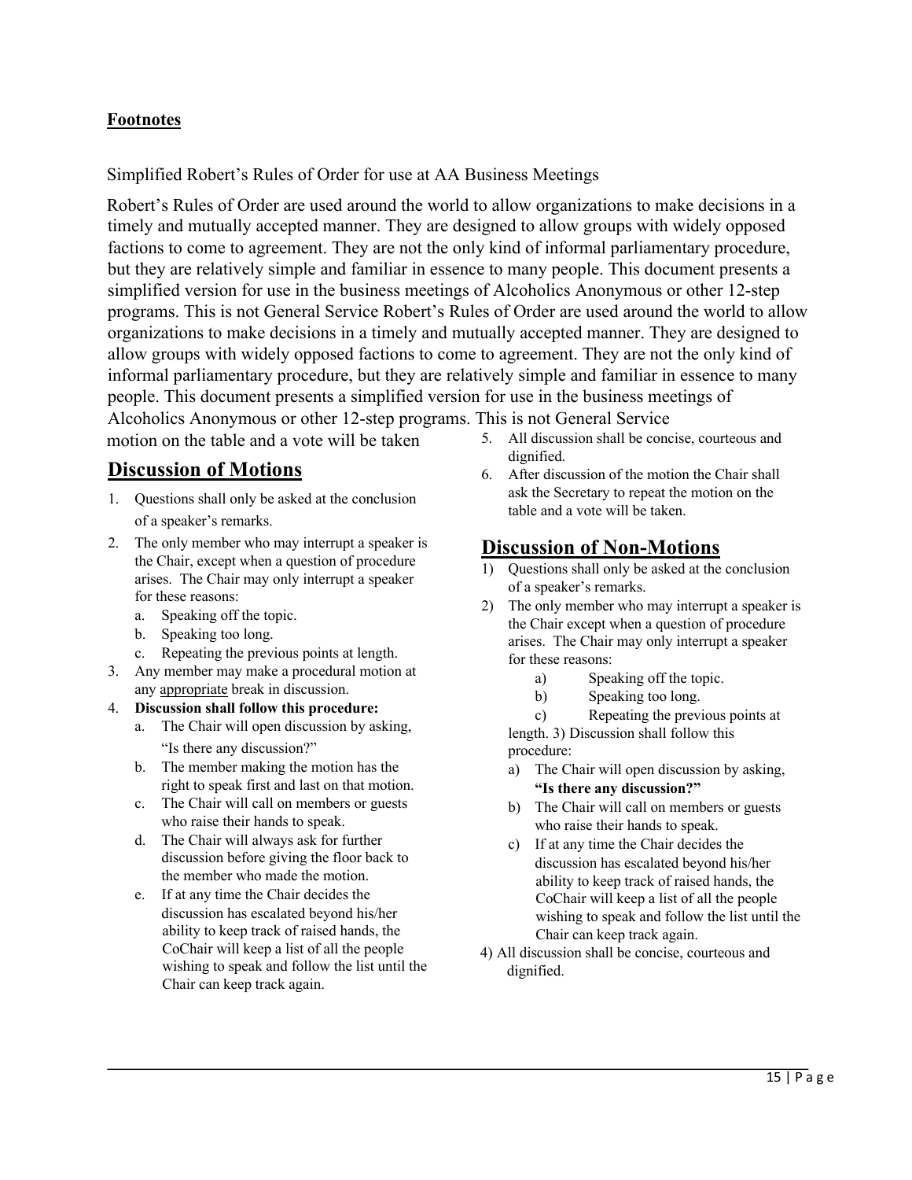## Footnotes

Simplified Robert's Rules of Order for use at AA Business Meetings

Robert's Rules of Order are used around the world to allow organizations to make decisions in a timely and mutually accepted manner. They are designed to allow groups with widely opposed factions to come to agreement. They are not the only kind of informal parliamentary procedure, but they are relatively simple and familiar in essence to many people. This document presents a simplified version for use in the business meetings of Alcoholics Anonymous or other 12-step programs. This is not General Service Robert's Rules of Order are used around the world to allow organizations to make decisions in a timely and mutually accepted manner. They are designed to allow groups with widely opposed factions to come to agreement. They are not the only kind of informal parliamentary procedure, but they are relatively simple and familiar in essence to many people. This document presents a simplified version for use in the business meetings of Alcoholics Anonymous or other 12-step programs. This is not General Service

motion on the table and a vote will be taken

## Discussion of Motions

1. Questions shall only be asked at the conclusion of a speaker's remarks.
2. The only member who may interrupt a speaker is the Chair, except when a question of procedure arises. The Chair may only interrupt a speaker for these reasons:
   a. Speaking off the topic.
   b. Speaking too long.
   c. Repeating the previous points at length.
3. Any member may make a procedural motion at any appropriate break in discussion.
4. **Discussion shall follow this procedure:**
   a. The Chair will open discussion by asking, "Is there any discussion?"
   b. The member making the motion has the right to speak first and last on that motion.
   c. The Chair will call on members or guests who raise their hands to speak.
   d. The Chair will always ask for further discussion before giving the floor back to the member who made the motion.
   e. If at any time the Chair decides the discussion has escalated beyond his/her ability to keep track of raised hands, the CoChair will keep a list of all the people wishing to speak and follow the list until the Chair can keep track again.
5. All discussion shall be concise, courteous and dignified.
6. After discussion of the motion the Chair shall ask the Secretary to repeat the motion on the table and a vote will be taken.

## Discussion of Non-Motions

1) Questions shall only be asked at the conclusion of a speaker's remarks.
2) The only member who may interrupt a speaker is the Chair except when a question of procedure arises. The Chair may only interrupt a speaker for these reasons:
   a) Speaking off the topic.
   b) Speaking too long.
   c) Repeating the previous points at length.
3) Discussion shall follow this procedure:
   a) The Chair will open discussion by asking, **"Is there any discussion?"**
   b) The Chair will call on members or guests who raise their hands to speak.
   c) If at any time the Chair decides the discussion has escalated beyond his/her ability to keep track of raised hands, the CoChair will keep a list of all the people wishing to speak and follow the list until the Chair can keep track again.
4) All discussion shall be concise, courteous and dignified.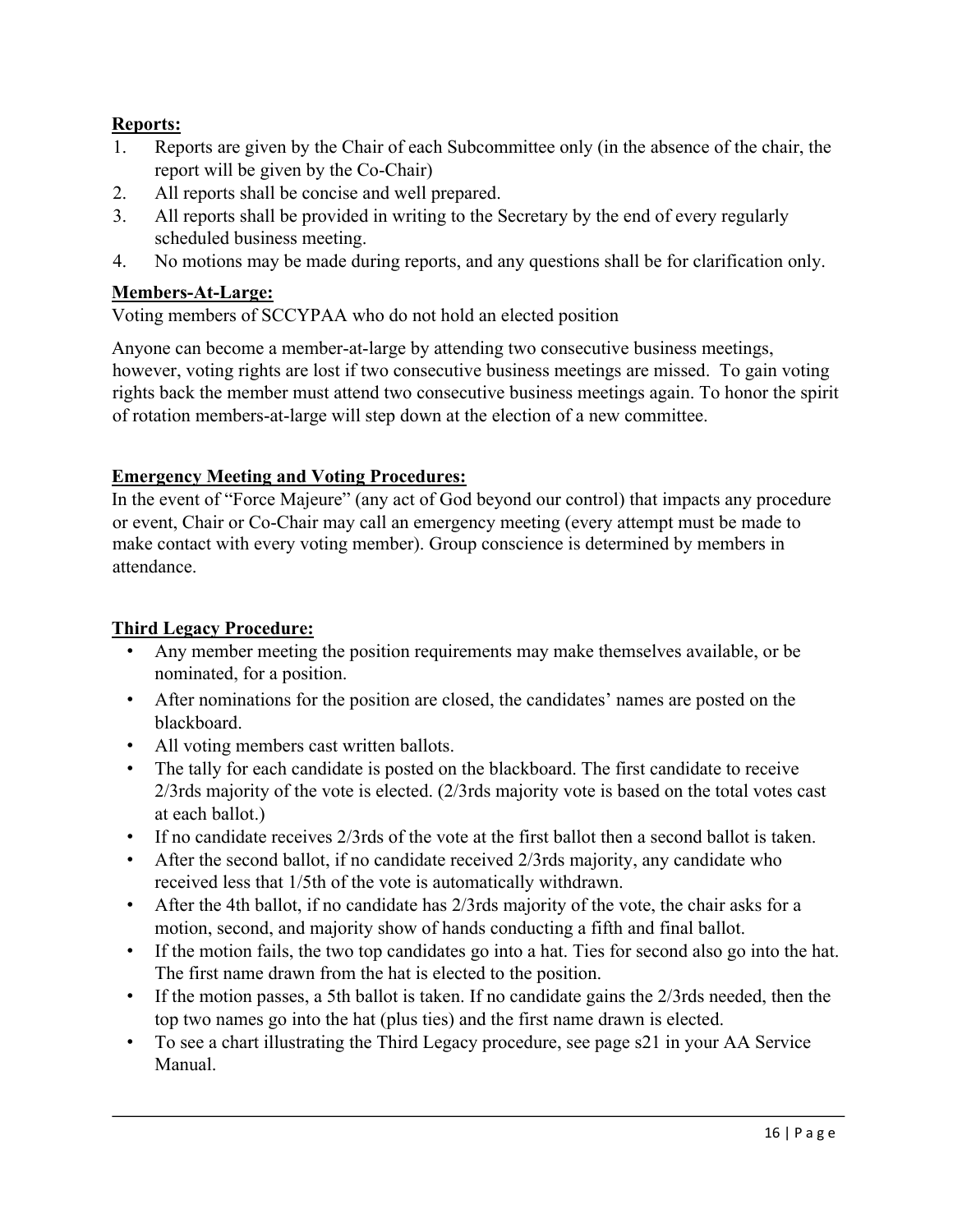**Reports:**

1. Reports are given by the Chair of each Subcommittee only (in the absence of the chair, the report will be given by the Co-Chair)
2. All reports shall be concise and well prepared.
3. All reports shall be provided in writing to the Secretary by the end of every regularly scheduled business meeting.
4. No motions may be made during reports, and any questions shall be for clarification only.

**Members-At-Large:**

Voting members of SCCYPAA who do not hold an elected position

Anyone can become a member-at-large by attending two consecutive business meetings, however, voting rights are lost if two consecutive business meetings are missed. To gain voting rights back the member must attend two consecutive business meetings again. To honor the spirit of rotation members-at-large will step down at the election of a new committee.

**Emergency Meeting and Voting Procedures:**

In the event of "Force Majeure" (any act of God beyond our control) that impacts any procedure or event, Chair or Co-Chair may call an emergency meeting (every attempt must be made to make contact with every voting member). Group conscience is determined by members in attendance.

**Third Legacy Procedure:**

- Any member meeting the position requirements may make themselves available, or be nominated, for a position.
- After nominations for the position are closed, the candidates' names are posted on the blackboard.
- All voting members cast written ballots.
- The tally for each candidate is posted on the blackboard. The first candidate to receive 2/3rds majority of the vote is elected. (2/3rds majority vote is based on the total votes cast at each ballot.)
- If no candidate receives 2/3rds of the vote at the first ballot then a second ballot is taken.
- After the second ballot, if no candidate received 2/3rds majority, any candidate who received less that 1/5th of the vote is automatically withdrawn.
- After the 4th ballot, if no candidate has 2/3rds majority of the vote, the chair asks for a motion, second, and majority show of hands conducting a fifth and final ballot.
- If the motion fails, the two top candidates go into a hat. Ties for second also go into the hat. The first name drawn from the hat is elected to the position.
- If the motion passes, a 5th ballot is taken. If no candidate gains the 2/3rds needed, then the top two names go into the hat (plus ties) and the first name drawn is elected.
- To see a chart illustrating the Third Legacy procedure, see page s21 in your AA Service Manual.